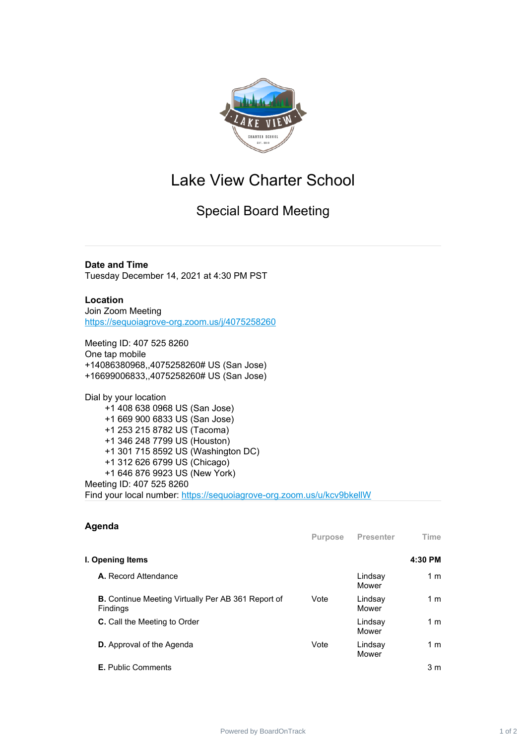# Lake View Charter School

## Special Board Meeting

**Date and Time**
Tuesday December 14, 2021 at 4:30 PM PST

**Location**
Join Zoom Meeting
https://sequoiagrove-org.zoom.us/j/4075258260

Meeting ID: 407 525 8260
One tap mobile
+14086380968,,4075258260# US (San Jose)
+16699006833,,4075258260# US (San Jose)

Dial by your location
+1 408 638 0968 US (San Jose)
+1 669 900 6833 US (San Jose)
+1 253 215 8782 US (Tacoma)
+1 346 248 7799 US (Houston)
+1 301 715 8592 US (Washington DC)
+1 312 626 6799 US (Chicago)
+1 646 876 9923 US (New York)
Meeting ID: 407 525 8260
Find your local number: https://sequoiagrove-org.zoom.us/u/kcv9bkellW

### Agenda

| | Purpose | Presenter | Time |
|---|---|---|---|
| **I. Opening Items** | | | **4:30 PM** |
| **A.** Record Attendance | | Lindsay Mower | 1 m |
| **B.** Continue Meeting Virtually Per AB 361 Report of Findings | Vote | Lindsay Mower | 1 m |
| **C.** Call the Meeting to Order | | Lindsay Mower | 1 m |
| **D.** Approval of the Agenda | Vote | Lindsay Mower | 1 m |
| **E.** Public Comments | | | 3 m |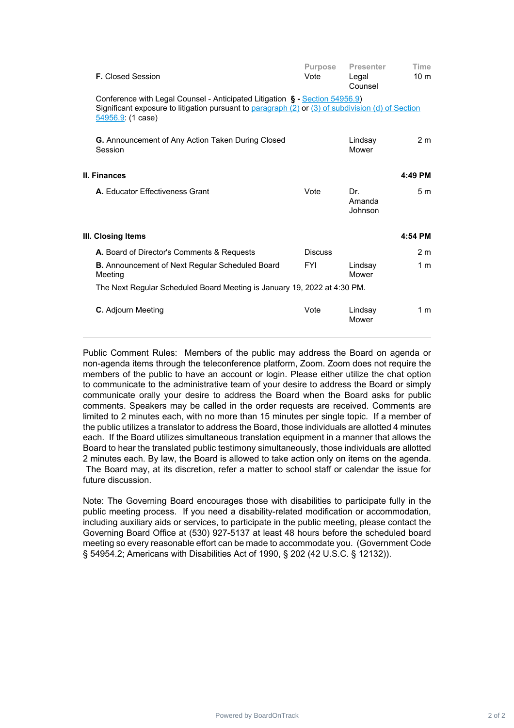| | Purpose | Presenter | Time |
|---|---|---|---|
| **F.** Closed Session | Vote | Legal Counsel | 10 m |

Conference with Legal Counsel - Anticipated Litigation **§ -** Section 54956.9)
Significant exposure to litigation pursuant to paragraph (2) or (3) of subdivision (d) of Section 54956.9: (1 case)

| | | | |
|---|---|---|---|
| **G.** Announcement of Any Action Taken During Closed Session | | Lindsay Mower | 2 m |

### II. Finances — 4:49 PM

| | | | |
|---|---|---|---|
| **A.** Educator Effectiveness Grant | Vote | Dr. Amanda Johnson | 5 m |

### III. Closing Items — 4:54 PM

| | | | |
|---|---|---|---|
| **A.** Board of Director's Comments & Requests | Discuss | | 2 m |
| **B.** Announcement of Next Regular Scheduled Board Meeting | FYI | Lindsay Mower | 1 m |

The Next Regular Scheduled Board Meeting is January 19, 2022 at 4:30 PM.

| | | | |
|---|---|---|---|
| **C.** Adjourn Meeting | Vote | Lindsay Mower | 1 m |

---

Public Comment Rules: Members of the public may address the Board on agenda or non-agenda items through the teleconference platform, Zoom. Zoom does not require the members of the public to have an account or login. Please either utilize the chat option to communicate to the administrative team of your desire to address the Board or simply communicate orally your desire to address the Board when the Board asks for public comments. Speakers may be called in the order requests are received. Comments are limited to 2 minutes each, with no more than 15 minutes per single topic. If a member of the public utilizes a translator to address the Board, those individuals are allotted 4 minutes each. If the Board utilizes simultaneous translation equipment in a manner that allows the Board to hear the translated public testimony simultaneously, those individuals are allotted 2 minutes each. By law, the Board is allowed to take action only on items on the agenda. The Board may, at its discretion, refer a matter to school staff or calendar the issue for future discussion.

Note: The Governing Board encourages those with disabilities to participate fully in the public meeting process. If you need a disability-related modification or accommodation, including auxiliary aids or services, to participate in the public meeting, please contact the Governing Board Office at (530) 927-5137 at least 48 hours before the scheduled board meeting so every reasonable effort can be made to accommodate you. (Government Code § 54954.2; Americans with Disabilities Act of 1990, § 202 (42 U.S.C. § 12132)).